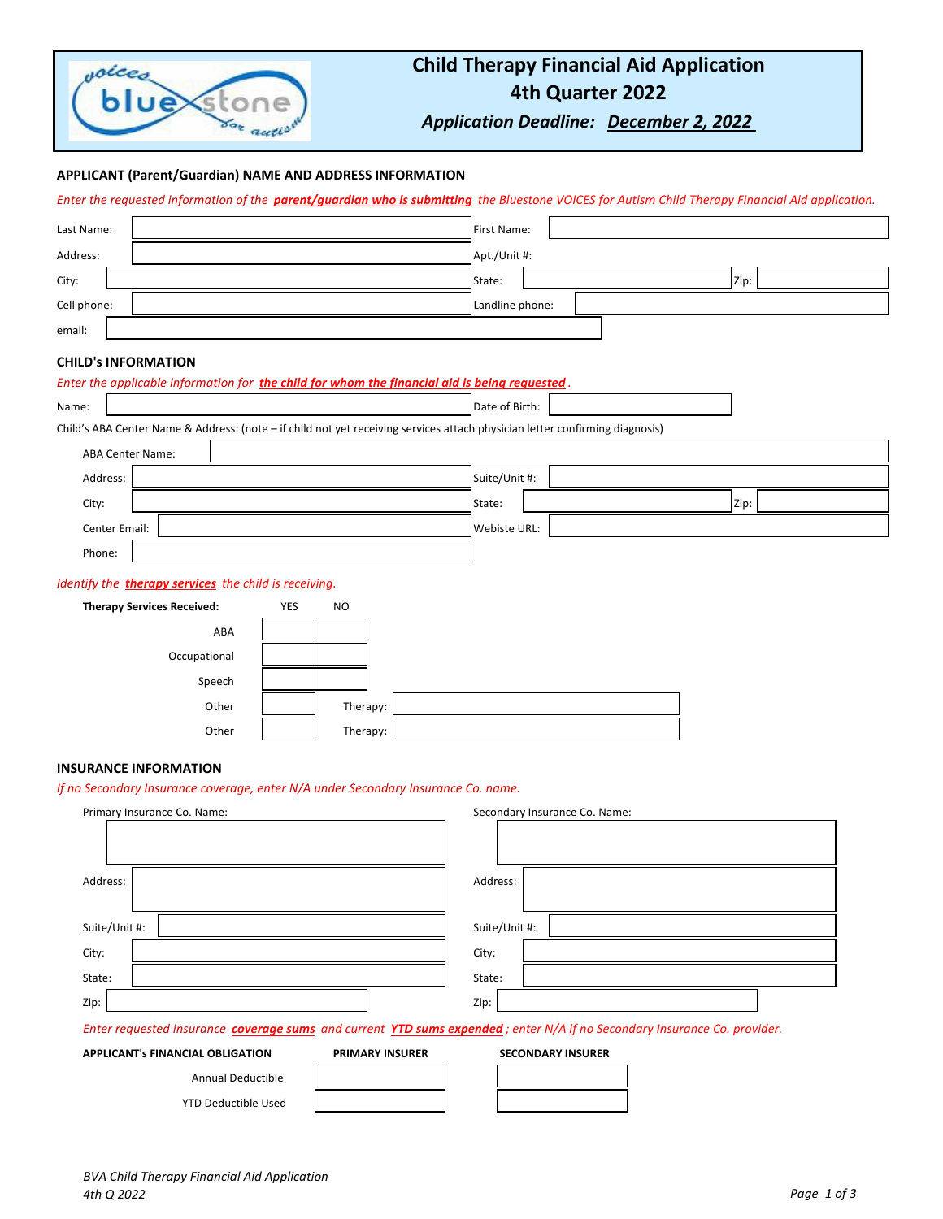# Child Therapy Financial Aid Application
## 4th Quarter 2022
### *Application Deadline: December 2, 2022*

**APPLICANT (Parent/Guardian) NAME AND ADDRESS INFORMATION**

*Enter the requested information of the* ***parent/guardian who is submitting*** *the Bluestone VOICES for Autism Child Therapy Financial Aid application.*

| | | | |
|---|---|---|---|
| Last Name: | | First Name: | |
| Address: | | Apt./Unit #: | |
| City: | | State: | Zip: |
| Cell phone: | | Landline phone: | |
| email: | | | |

**CHILD's INFORMATION**

*Enter the applicable information for* ***the child for whom the financial aid is being requested*** *.*

| | | | |
|---|---|---|---|
| Name: | | Date of Birth: | |

Child's ABA Center Name & Address: (note – if child not yet receiving services attach physician letter confirming diagnosis)

| | | | |
|---|---|---|---|
| ABA Center Name: | | | |
| Address: | | Suite/Unit #: | |
| City: | | State: | Zip: |
| Center Email: | | Webiste URL: | |
| Phone: | | | |

*Identify the* ***therapy services*** *the child is receiving.*

| **Therapy Services Received:** | YES | NO | |
|---|---|---|---|
| ABA | | | |
| Occupational | | | |
| Speech | | | |
| Other | | Therapy: | |
| Other | | Therapy: | |

**INSURANCE INFORMATION**

*If no Secondary Insurance coverage, enter N/A under Secondary Insurance Co. name.*

| Primary Insurance Co. Name: | | Secondary Insurance Co. Name: | |
|---|---|---|---|
| Address: | | Address: | |
| Suite/Unit #: | | Suite/Unit #: | |
| City: | | City: | |
| State: | | State: | |
| Zip: | | Zip: | |

*Enter requested insurance* ***coverage sums*** *and current* ***YTD sums expended*** *; enter N/A if no Secondary Insurance Co. provider.*

| **APPLICANT's FINANCIAL OBLIGATION** | **PRIMARY INSURER** | **SECONDARY INSURER** |
|---|---|---|
| Annual Deductible | | |
| YTD Deductible Used | | |

*BVA Child Therapy Financial Aid Application*
*4th Q 2022*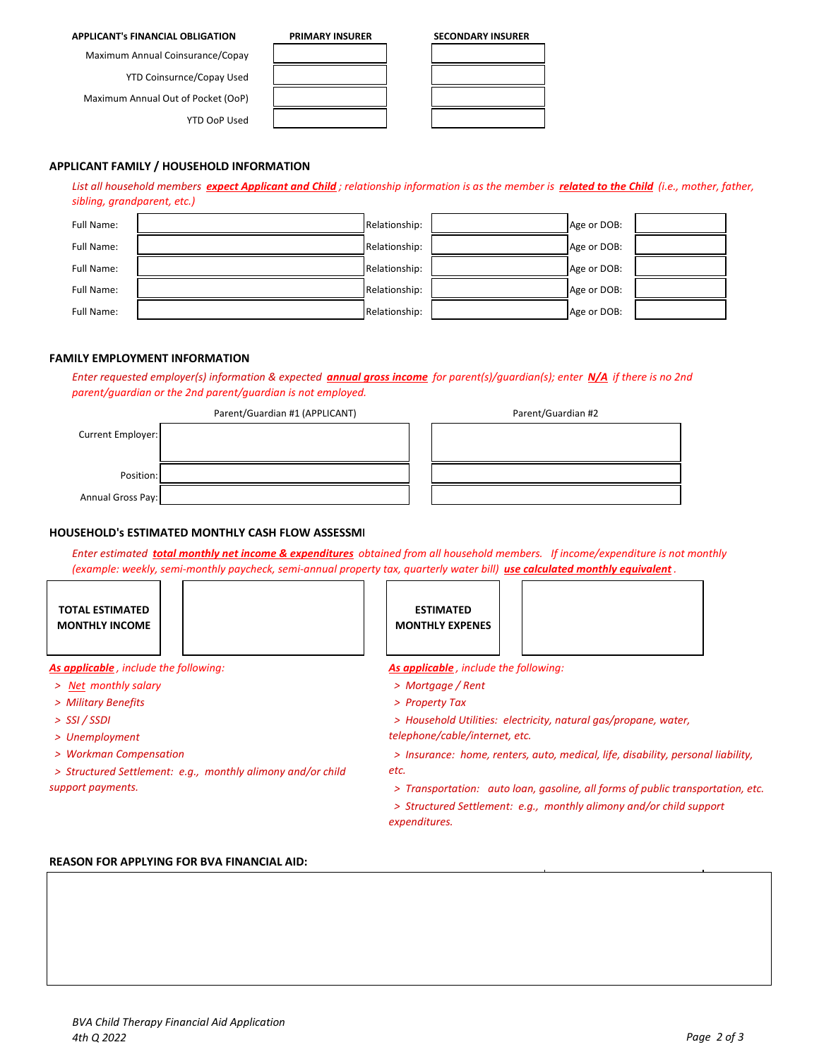| APPLICANT's FINANCIAL OBLIGATION | PRIMARY INSURER | SECONDARY INSURER |
|---|---|---|
| Maximum Annual Coinsurance/Copay | | |
| YTD Coinsurnce/Copay Used | | |
| Maximum Annual Out of Pocket (OoP) | | |
| YTD OoP Used | | |

## APPLICANT FAMILY / HOUSEHOLD INFORMATION

*List all household members **expect Applicant and Child**; relationship information is as the member is **related to the Child** (i.e., mother, father, sibling, grandparent, etc.)*

| Full Name: | | Relationship: | | Age or DOB: | |
|---|---|---|---|---|---|
| Full Name: | | Relationship: | | Age or DOB: | |
| Full Name: | | Relationship: | | Age or DOB: | |
| Full Name: | | Relationship: | | Age or DOB: | |
| Full Name: | | Relationship: | | Age or DOB: | |

## FAMILY EMPLOYMENT INFORMATION

*Enter requested employer(s) information & expected **annual gross income** for parent(s)/guardian(s); enter **N/A** if there is no 2nd parent/guardian or the 2nd parent/guardian is not employed.*

| | Parent/Guardian #1 (APPLICANT) | Parent/Guardian #2 |
|---|---|---|
| Current Employer: | | |
| Position: | | |
| Annual Gross Pay: | | |

## HOUSEHOLD's ESTIMATED MONTHLY CASH FLOW ASSESSMI

*Enter estimated **total monthly net income & expenditures** obtained from all household members. If income/expenditure is not monthly (example: weekly, semi-monthly paycheck, semi-annual property tax, quarterly water bill) **use calculated monthly equivalent**.*

| TOTAL ESTIMATED MONTHLY INCOME | | ESTIMATED MONTHLY EXPENES | |
|---|---|---|---|

***As applicable**, include the following:*

- *> **Net** monthly salary*
- *> Military Benefits*
- *> SSI / SSDI*
- *> Unemployment*
- *> Workman Compensation*
- *> Structured Settlement: e.g., monthly alimony and/or child support payments.*

***As applicable**, include the following:*

- *> Mortgage / Rent*
- *> Property Tax*
- *> Household Utilities: electricity, natural gas/propane, water, telephone/cable/internet, etc.*
- *> Insurance: home, renters, auto, medical, life, disability, personal liability, etc.*
- *> Transportation: auto loan, gasoline, all forms of public transportation, etc.*
- *> Structured Settlement: e.g., monthly alimony and/or child support expenditures.*

## REASON FOR APPLYING FOR BVA FINANCIAL AID:

*BVA Child Therapy Financial Aid Application*
*4th Q 2022*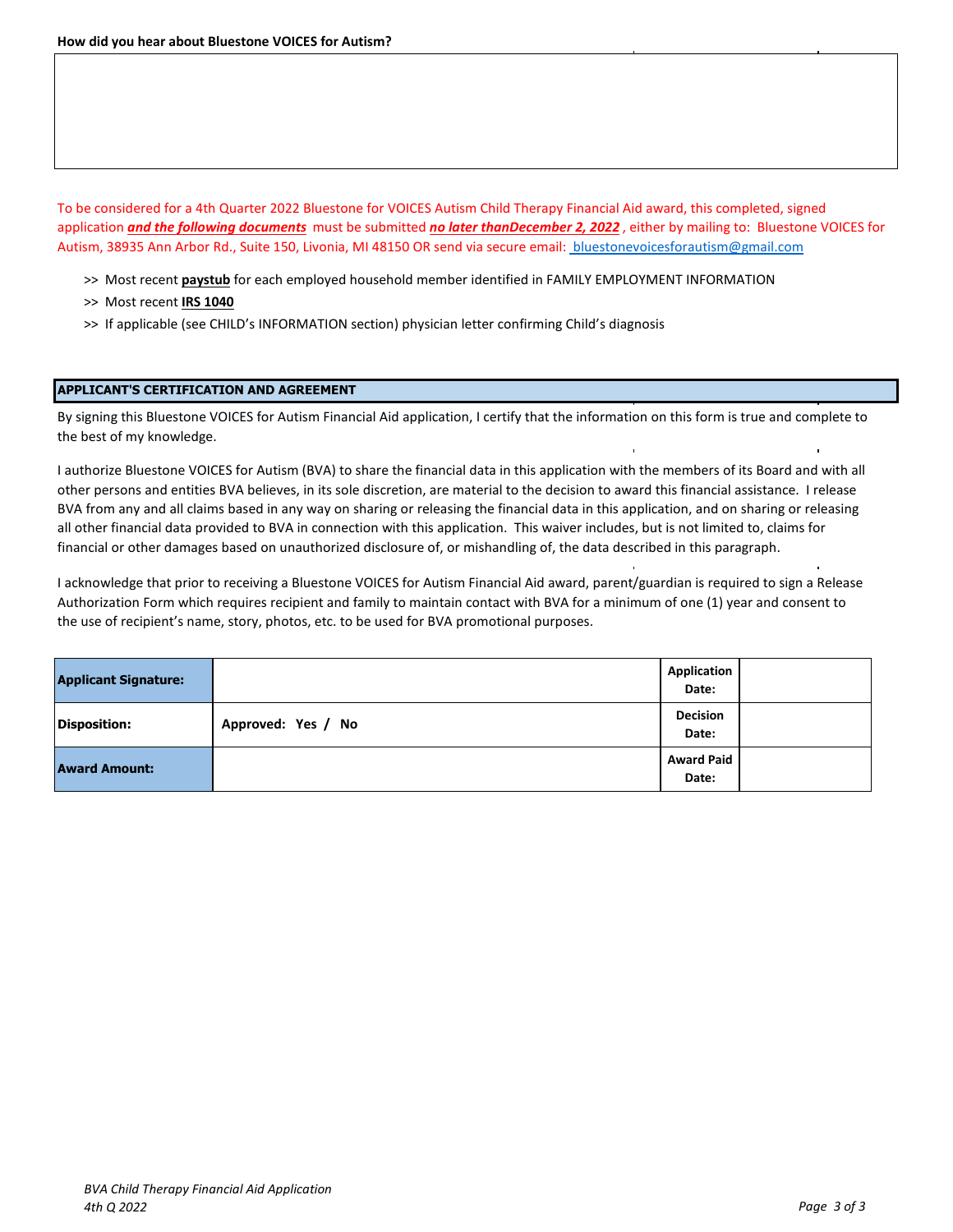**How did you hear about Bluestone VOICES for Autism?**

| |
|---|
| |

To be considered for a 4th Quarter 2022 Bluestone for VOICES Autism Child Therapy Financial Aid award, this completed, signed application ***and the following documents*** must be submitted ***no later thanDecember 2, 2022*** , either by mailing to: Bluestone VOICES for Autism, 38935 Ann Arbor Rd., Suite 150, Livonia, MI 48150 OR send via secure email: bluestonevoicesforautism@gmail.com

- >> Most recent **paystub** for each employed household member identified in FAMILY EMPLOYMENT INFORMATION
- >> Most recent **IRS 1040**
- >> If applicable (see CHILD's INFORMATION section) physician letter confirming Child's diagnosis

## APPLICANT'S CERTIFICATION AND AGREEMENT

By signing this Bluestone VOICES for Autism Financial Aid application, I certify that the information on this form is true and complete to the best of my knowledge.

I authorize Bluestone VOICES for Autism (BVA) to share the financial data in this application with the members of its Board and with all other persons and entities BVA believes, in its sole discretion, are material to the decision to award this financial assistance. I release BVA from any and all claims based in any way on sharing or releasing the financial data in this application, and on sharing or releasing all other financial data provided to BVA in connection with this application. This waiver includes, but is not limited to, claims for financial or other damages based on unauthorized disclosure of, or mishandling of, the data described in this paragraph.

I acknowledge that prior to receiving a Bluestone VOICES for Autism Financial Aid award, parent/guardian is required to sign a Release Authorization Form which requires recipient and family to maintain contact with BVA for a minimum of one (1) year and consent to the use of recipient's name, story, photos, etc. to be used for BVA promotional purposes.

| | | | |
|---|---|---|---|
| **Applicant Signature:** | | **Application Date:** | |
| **Disposition:** | **Approved: Yes / No** | **Decision Date:** | |
| **Award Amount:** | | **Award Paid Date:** | |